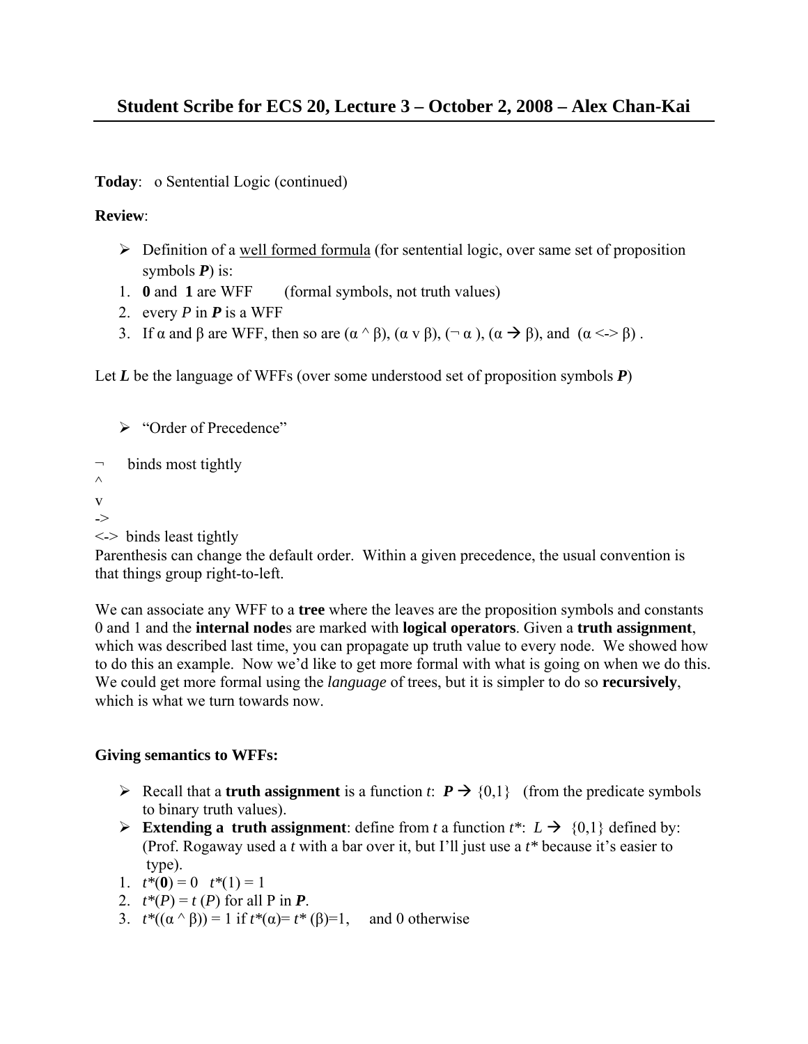# Student Scribe for ECS 20, Lecture 3 – October 2, 2008 – Alex Chan-Kai

**Today**: o Sentential Logic (continued)

**Review**:

- Definition of a well formed formula (for sentential logic, over same set of proposition symbols ***P***) is:

1. **0** and **1** are WFF (formal symbols, not truth values)
2. every $P$ in ***P*** is a WFF
3. If α and β are WFF, then so are $(\alpha \wedge \beta)$, $(\alpha \vee \beta)$, $(\neg \alpha)$, $(\alpha \rightarrow \beta)$, and $(\alpha \leftrightarrow \beta)$.

Let ***L*** be the language of WFFs (over some understood set of proposition symbols ***P***)

- "Order of Precedence"

¬ binds most tightly
^
v
->
<-> binds least tightly

Parenthesis can change the default order. Within a given precedence, the usual convention is that things group right-to-left.

We can associate any WFF to a **tree** where the leaves are the proposition symbols and constants 0 and 1 and the **internal node**s are marked with **logical operators**. Given a **truth assignment**, which was described last time, you can propagate up truth value to every node. We showed how to do this an example. Now we'd like to get more formal with what is going on when we do this. We could get more formal using the *language* of trees, but it is simpler to do so **recursively**, which is what we turn towards now.

**Giving semantics to WFFs:**

- Recall that a **truth assignment** is a function $t$: $\boldsymbol{P} \rightarrow \{0,1\}$ (from the predicate symbols to binary truth values).
- **Extending a truth assignment**: define from $t$ a function $t^*$: $L \rightarrow \{0,1\}$ defined by: (Prof. Rogaway used a $t$ with a bar over it, but I'll just use a $t^*$ because it's easier to type).

1. $t^*(\mathbf{0}) = 0$ $t^*(1) = 1$
2. $t^*(P) = t(P)$ for all P in ***P***.
3. $t^*((\alpha \wedge \beta)) = 1$ if $t^*(\alpha) = t^*(\beta) = 1$, and 0 otherwise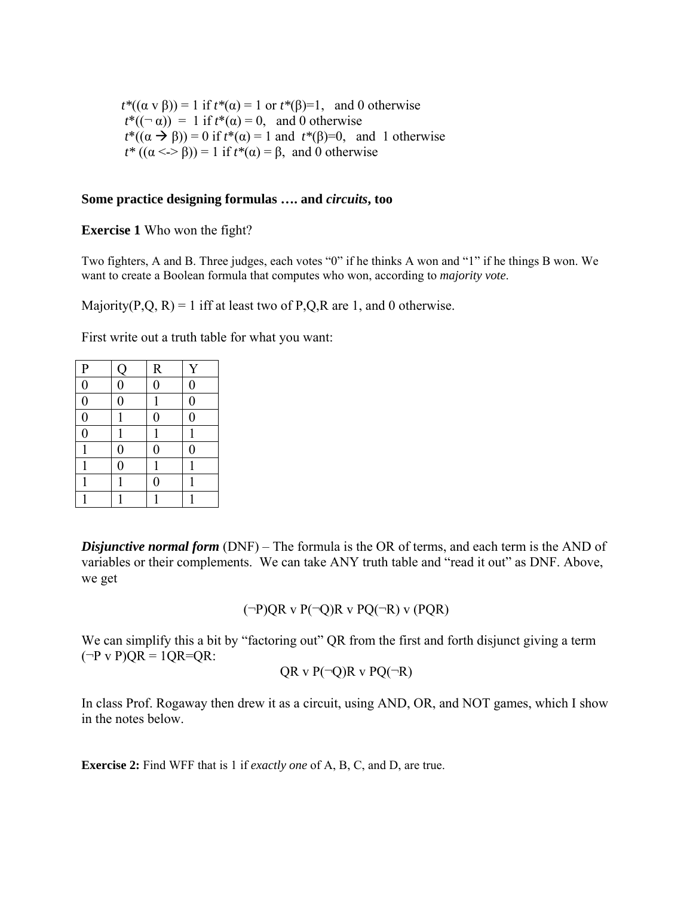$t^*((\alpha \vee \beta)) = 1$ if $t^*(\alpha) = 1$ or $t^*(\beta)=1$, and 0 otherwise
$t^*((\neg\, \alpha)) = 1$ if $t^*(\alpha) = 0$, and 0 otherwise
$t^*((\alpha \rightarrow \beta)) = 0$ if $t^*(\alpha) = 1$ and $t^*(\beta)=0$, and 1 otherwise
$t^*((\alpha <\!\!-\!\!> \beta)) = 1$ if $t^*(\alpha) = \beta$, and 0 otherwise

**Some practice designing formulas …. and *circuits*, too**

**Exercise 1** Who won the fight?

Two fighters, A and B. Three judges, each votes "0" if he thinks A won and "1" if he things B won. We want to create a Boolean formula that computes who won, according to *majority vote*.

Majority(P,Q, R) = 1 iff at least two of P,Q,R are 1, and 0 otherwise.

First write out a truth table for what you want:

| P | Q | R | Y |
|---|---|---|---|
| 0 | 0 | 0 | 0 |
| 0 | 0 | 1 | 0 |
| 0 | 1 | 0 | 0 |
| 0 | 1 | 1 | 1 |
| 1 | 0 | 0 | 0 |
| 1 | 0 | 1 | 1 |
| 1 | 1 | 0 | 1 |
| 1 | 1 | 1 | 1 |

***Disjunctive normal form*** (DNF) – The formula is the OR of terms, and each term is the AND of variables or their complements. We can take ANY truth table and "read it out" as DNF. Above, we get

$$(\neg P)QR \vee P(\neg Q)R \vee PQ(\neg R) \vee (PQR)$$

We can simplify this a bit by "factoring out" QR from the first and forth disjunct giving a term $(\neg P \vee P)QR = 1QR = QR$:

$$QR \vee P(\neg Q)R \vee PQ(\neg R)$$

In class Prof. Rogaway then drew it as a circuit, using AND, OR, and NOT games, which I show in the notes below.

**Exercise 2:** Find WFF that is 1 if *exactly one* of A, B, C, and D, are true.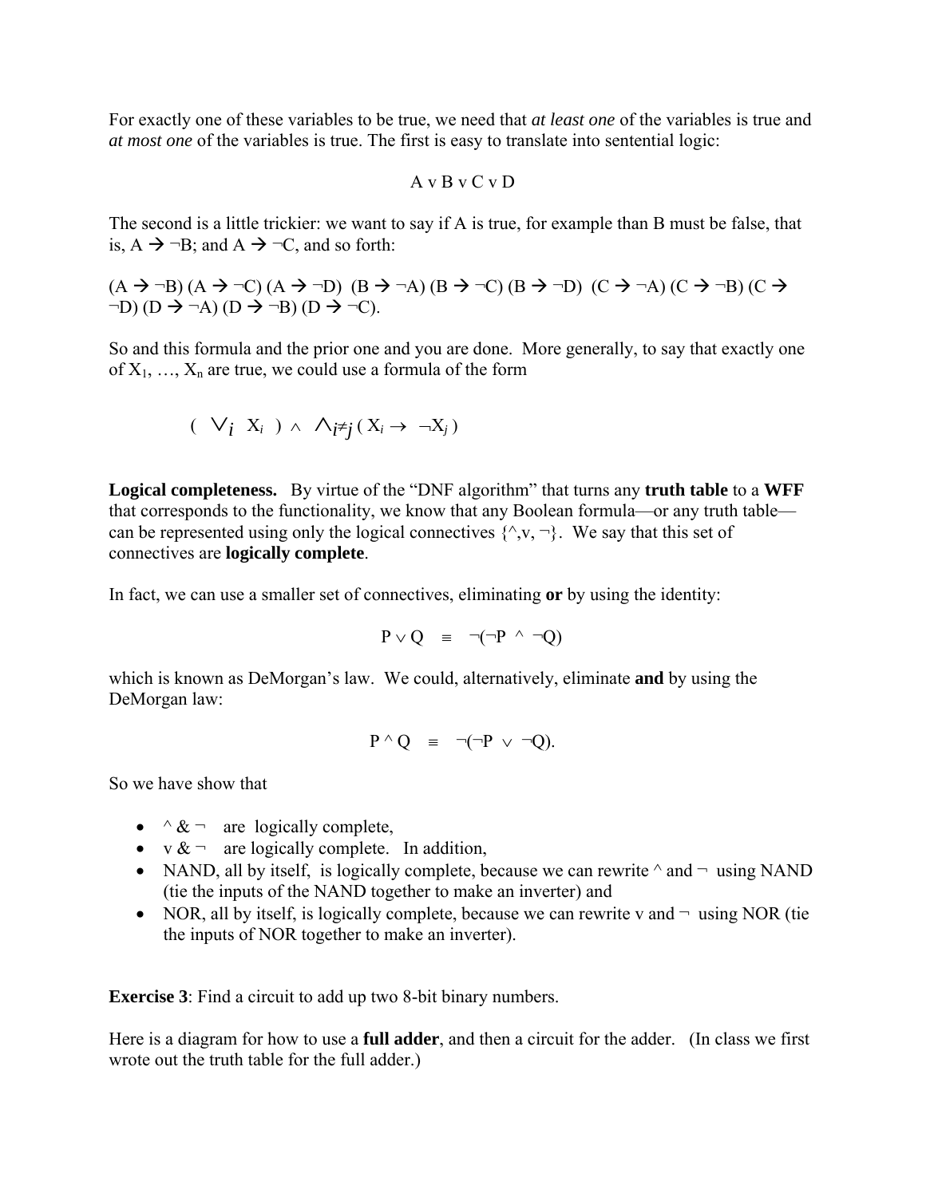For exactly one of these variables to be true, we need that *at least one* of the variables is true and *at most one* of the variables is true. The first is easy to translate into sentential logic:

$$A \vee B \vee C \vee D$$

The second is a little trickier: we want to say if A is true, for example than B must be false, that is, $A \rightarrow \neg B$; and $A \rightarrow \neg C$, and so forth:

$(A \rightarrow \neg B)$ $(A \rightarrow \neg C)$ $(A \rightarrow \neg D)$ $(B \rightarrow \neg A)$ $(B \rightarrow \neg C)$ $(B \rightarrow \neg D)$ $(C \rightarrow \neg A)$ $(C \rightarrow \neg B)$ $(C \rightarrow \neg D)$ $(D \rightarrow \neg A)$ $(D \rightarrow \neg B)$ $(D \rightarrow \neg C)$.

So and this formula and the prior one and you are done. More generally, to say that exactly one of $X_1, \ldots, X_n$ are true, we could use a formula of the form

$$\left( \bigvee_i X_i \right) \wedge \bigwedge_{i \neq j} ( X_i \rightarrow \neg X_j )$$

**Logical completeness.** By virtue of the "DNF algorithm" that turns any **truth table** to a **WFF** that corresponds to the functionality, we know that any Boolean formula—or any truth table—can be represented using only the logical connectives $\{\wedge, \vee, \neg\}$. We say that this set of connectives are **logically complete**.

In fact, we can use a smaller set of connectives, eliminating **or** by using the identity:

$$P \vee Q \equiv \neg(\neg P \wedge \neg Q)$$

which is known as DeMorgan's law. We could, alternatively, eliminate **and** by using the DeMorgan law:

$$P \wedge Q \equiv \neg(\neg P \vee \neg Q).$$

So we have show that

- $\wedge$ & $\neg$ are logically complete,
- $\vee$ & $\neg$ are logically complete. In addition,
- NAND, all by itself, is logically complete, because we can rewrite $\wedge$ and $\neg$ using NAND (tie the inputs of the NAND together to make an inverter) and
- NOR, all by itself, is logically complete, because we can rewrite $\vee$ and $\neg$ using NOR (tie the inputs of NOR together to make an inverter).

**Exercise 3**: Find a circuit to add up two 8-bit binary numbers.

Here is a diagram for how to use a **full adder**, and then a circuit for the adder. (In class we first wrote out the truth table for the full adder.)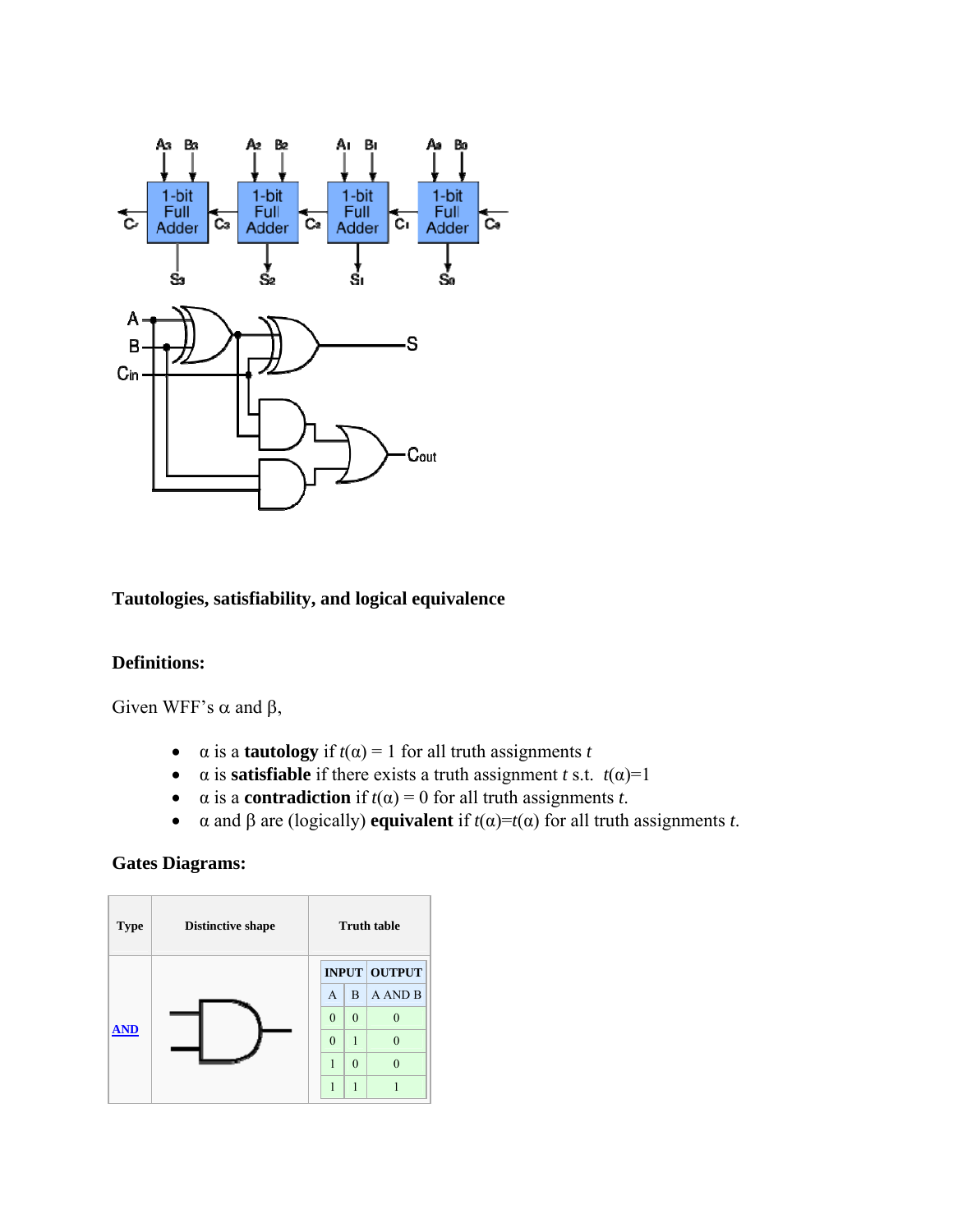**Tautologies, satisfiability, and logical equivalence**

**Definitions:**

Given WFF's α and β,

- α is a **tautology** if $t(\alpha) = 1$ for all truth assignments $t$
- α is **satisfiable** if there exists a truth assignment $t$ s.t. $t(\alpha)=1$
- α is a **contradiction** if $t(\alpha) = 0$ for all truth assignments $t$.
- α and β are (logically) **equivalent** if $t(\alpha)=t(\alpha)$ for all truth assignments $t$.

**Gates Diagrams:**

| Type | Distinctive shape | Truth table | | |
|---|---|---|---|---|
| | | INPUT | | OUTPUT |
| | | A | B | A AND B |
| AND | | 0 | 0 | 0 |
| | | 0 | 1 | 0 |
| | | 1 | 0 | 0 |
| | | 1 | 1 | 1 |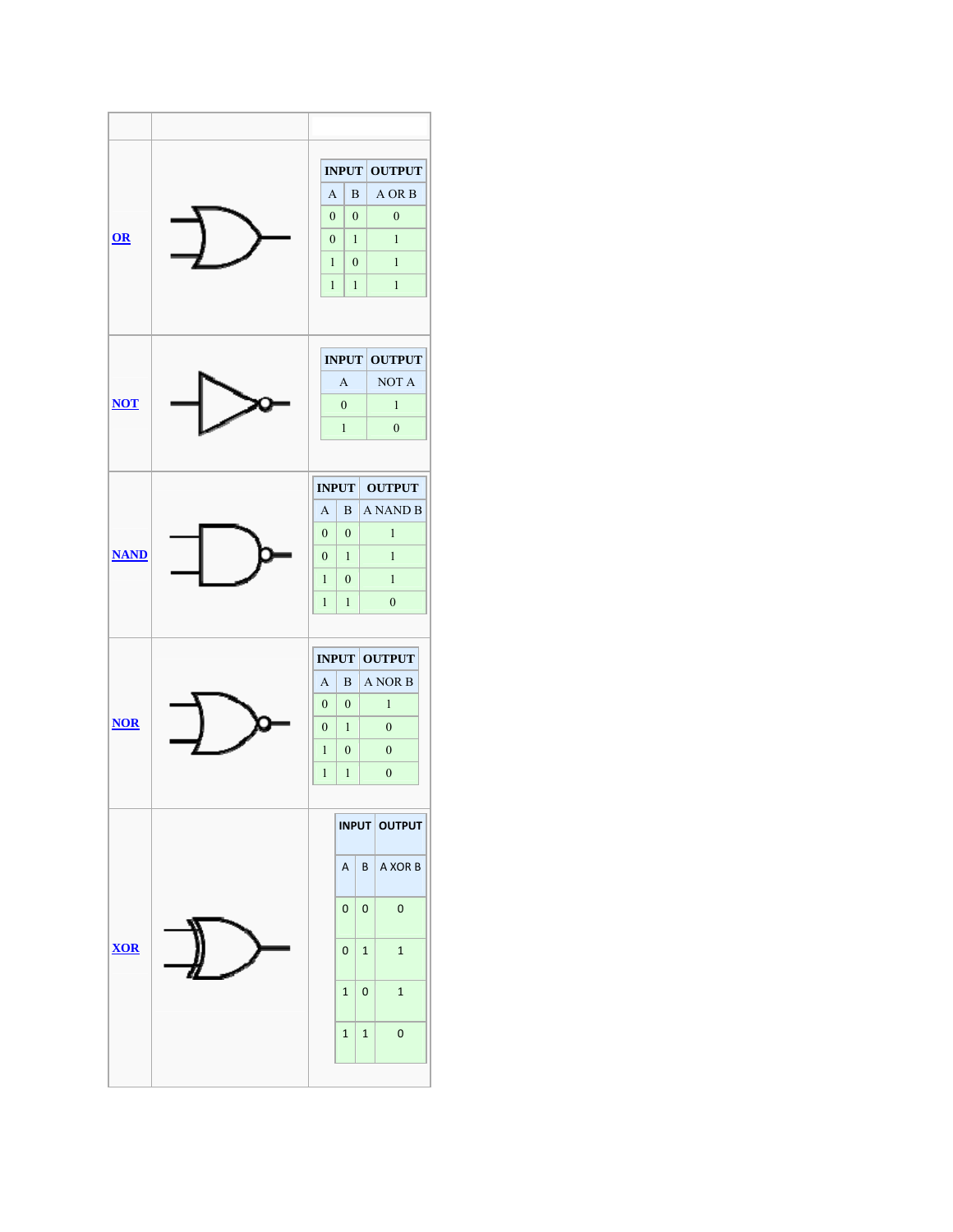| | | |
|---|---|---|
| **OR** | | |

| INPUT | | OUTPUT |
|---|---|---|
| A | B | A OR B |
| 0 | 0 | 0 |
| 0 | 1 | 1 |
| 1 | 0 | 1 |
| 1 | 1 | 1 |

**NOT**

| INPUT | OUTPUT |
|---|---|
| A | NOT A |
| 0 | 1 |
| 1 | 0 |

**NAND**

| INPUT | | OUTPUT |
|---|---|---|
| A | B | A NAND B |
| 0 | 0 | 1 |
| 0 | 1 | 1 |
| 1 | 0 | 1 |
| 1 | 1 | 0 |

**NOR**

| INPUT | | OUTPUT |
|---|---|---|
| A | B | A NOR B |
| 0 | 0 | 1 |
| 0 | 1 | 0 |
| 1 | 0 | 0 |
| 1 | 1 | 0 |

**XOR**

| INPUT | | OUTPUT |
|---|---|---|
| A | B | A XOR B |
| 0 | 0 | 0 |
| 0 | 1 | 1 |
| 1 | 0 | 1 |
| 1 | 1 | 0 |